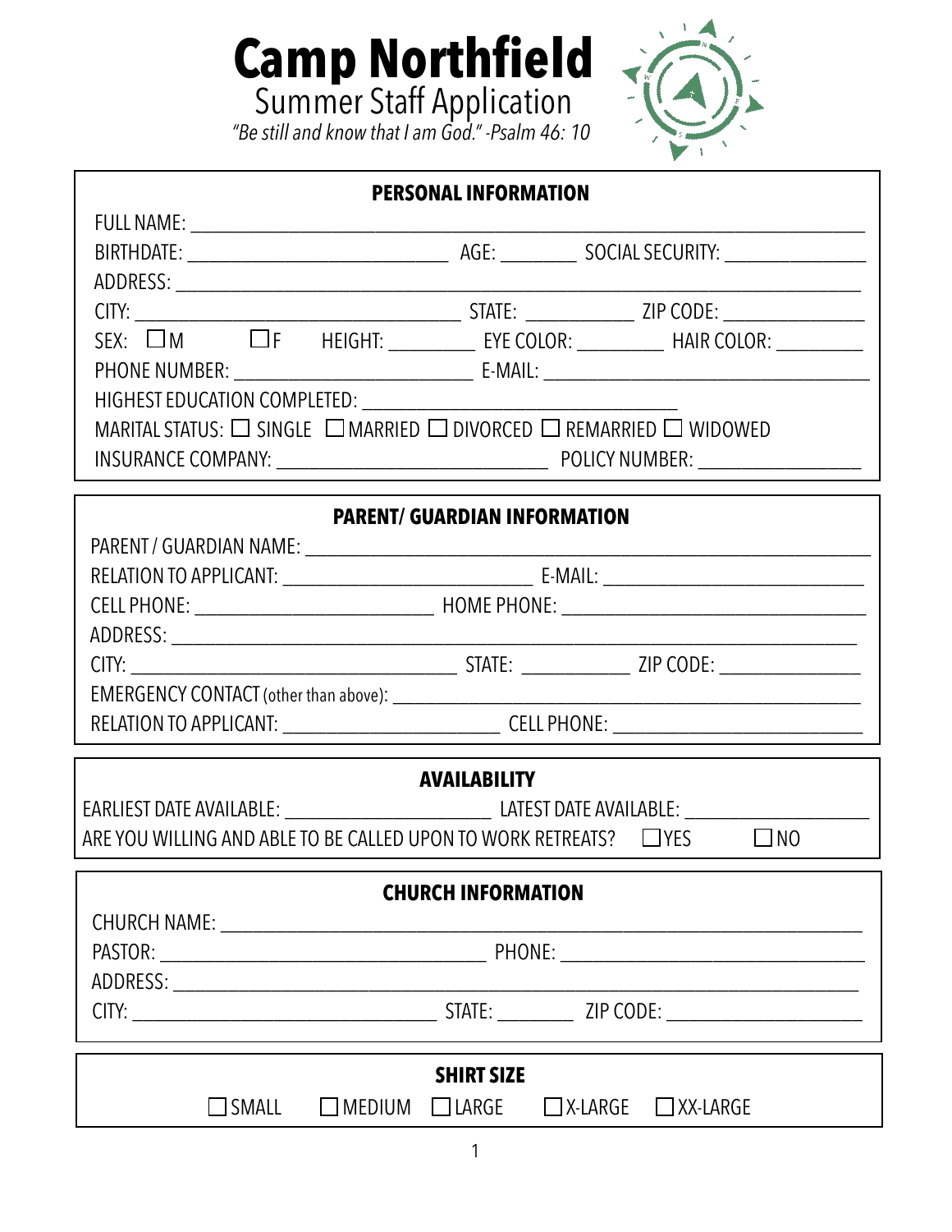# Camp Northfield

## Summer Staff Application

*"Be still and know that I am God." -Psalm 46: 10*

### PERSONAL INFORMATION

FULL NAME: ______________________________________________

BIRTHDATE: ____________________ AGE: ________ SOCIAL SECURITY: ______________

ADDRESS: ______________________________________________

CITY: ____________________ STATE: ___________ ZIP CODE: ______________

SEX: ☐ M ☐ F HEIGHT: ________ EYE COLOR: ________ HAIR COLOR: ________

PHONE NUMBER: ____________________ E-MAIL: ______________________________

HIGHEST EDUCATION COMPLETED: ______________________________

MARITAL STATUS: ☐ SINGLE ☐ MARRIED ☐ DIVORCED ☐ REMARRIED ☐ WIDOWED

INSURANCE COMPANY: ______________________ POLICY NUMBER: ______________

### PARENT/ GUARDIAN INFORMATION

PARENT / GUARDIAN NAME: ______________________________________________

RELATION TO APPLICANT: ______________________ E-MAIL: ______________________

CELL PHONE: ____________________ HOME PHONE: ______________________________

ADDRESS: ______________________________________________

CITY: ____________________ STATE: ___________ ZIP CODE: ______________

EMERGENCY CONTACT (other than above): ______________________________________________

RELATION TO APPLICANT: ____________________ CELL PHONE: ______________________

### AVAILABILITY

EARLIEST DATE AVAILABLE: ____________________ LATEST DATE AVAILABLE: ______________

ARE YOU WILLING AND ABLE TO BE CALLED UPON TO WORK RETREATS? ☐ YES ☐ NO

### CHURCH INFORMATION

CHURCH NAME: ______________________________________________

PASTOR: ______________________________ PHONE: ______________________________

ADDRESS: ______________________________________________

CITY: ______________________________ STATE: ________ ZIP CODE: ______________

### SHIRT SIZE

☐ SMALL ☐ MEDIUM ☐ LARGE ☐ X-LARGE ☐ XX-LARGE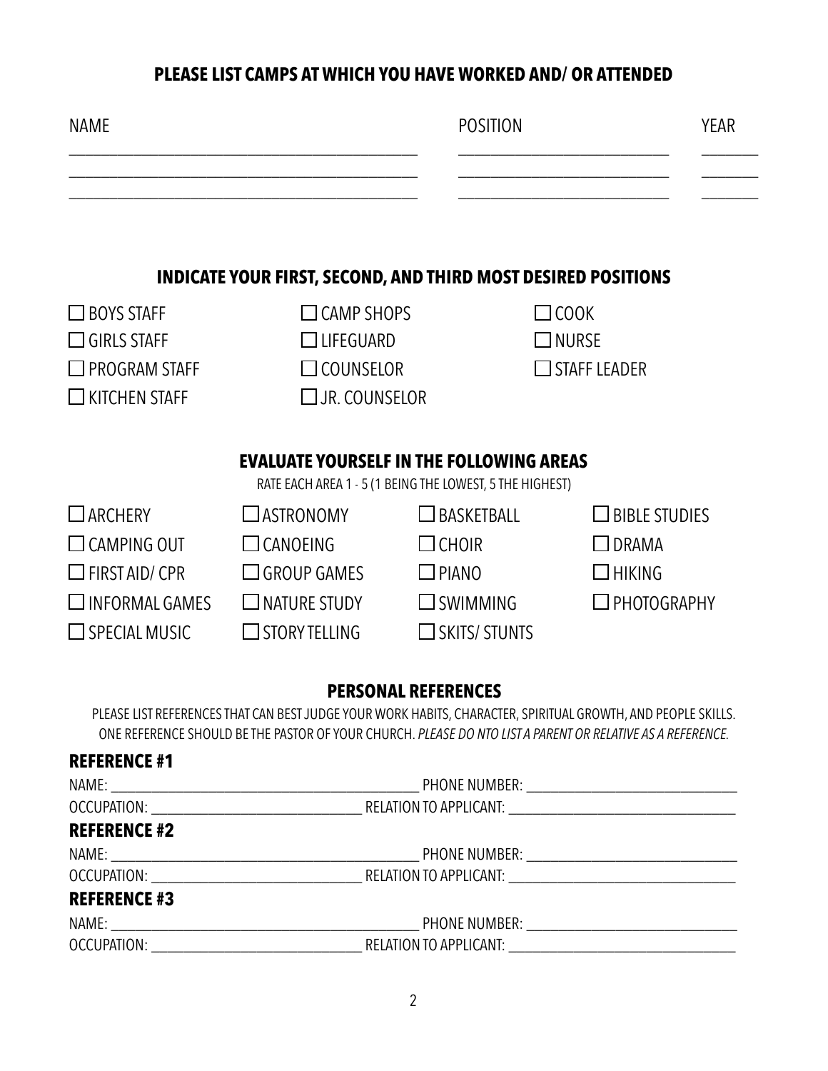## PLEASE LIST CAMPS AT WHICH YOU HAVE WORKED AND/ OR ATTENDED

| NAME | POSITION | YEAR |
| --- | --- | --- |
| ______________________________ | ____________________ | _____ |
| ______________________________ | ____________________ | _____ |
| ______________________________ | ____________________ | _____ |

## INDICATE YOUR FIRST, SECOND, AND THIRD MOST DESIRED POSITIONS

- ☐ BOYS STAFF
- ☐ GIRLS STAFF
- ☐ PROGRAM STAFF
- ☐ KITCHEN STAFF
- ☐ CAMP SHOPS
- ☐ LIFEGUARD
- ☐ COUNSELOR
- ☐ JR. COUNSELOR
- ☐ COOK
- ☐ NURSE
- ☐ STAFF LEADER

## EVALUATE YOURSELF IN THE FOLLOWING AREAS

RATE EACH AREA 1 - 5 (1 BEING THE LOWEST, 5 THE HIGHEST)

- ☐ ARCHERY
- ☐ ASTRONOMY
- ☐ BASKETBALL
- ☐ BIBLE STUDIES
- ☐ CAMPING OUT
- ☐ CANOEING
- ☐ CHOIR
- ☐ DRAMA
- ☐ FIRST AID/ CPR
- ☐ GROUP GAMES
- ☐ PIANO
- ☐ HIKING
- ☐ INFORMAL GAMES
- ☐ NATURE STUDY
- ☐ SWIMMING
- ☐ PHOTOGRAPHY
- ☐ SPECIAL MUSIC
- ☐ STORY TELLING
- ☐ SKITS/ STUNTS

## PERSONAL REFERENCES

PLEASE LIST REFERENCES THAT CAN BEST JUDGE YOUR WORK HABITS, CHARACTER, SPIRITUAL GROWTH, AND PEOPLE SKILLS. ONE REFERENCE SHOULD BE THE PASTOR OF YOUR CHURCH. *PLEASE DO NTO LIST A PARENT OR RELATIVE AS A REFERENCE.*

### REFERENCE #1

NAME: ______________________________ PHONE NUMBER: ______________________________

OCCUPATION: ______________________________ RELATION TO APPLICANT: ______________________________

### REFERENCE #2

NAME: ______________________________ PHONE NUMBER: ______________________________

OCCUPATION: ______________________________ RELATION TO APPLICANT: ______________________________

### REFERENCE #3

NAME: ______________________________ PHONE NUMBER: ______________________________

OCCUPATION: ______________________________ RELATION TO APPLICANT: ______________________________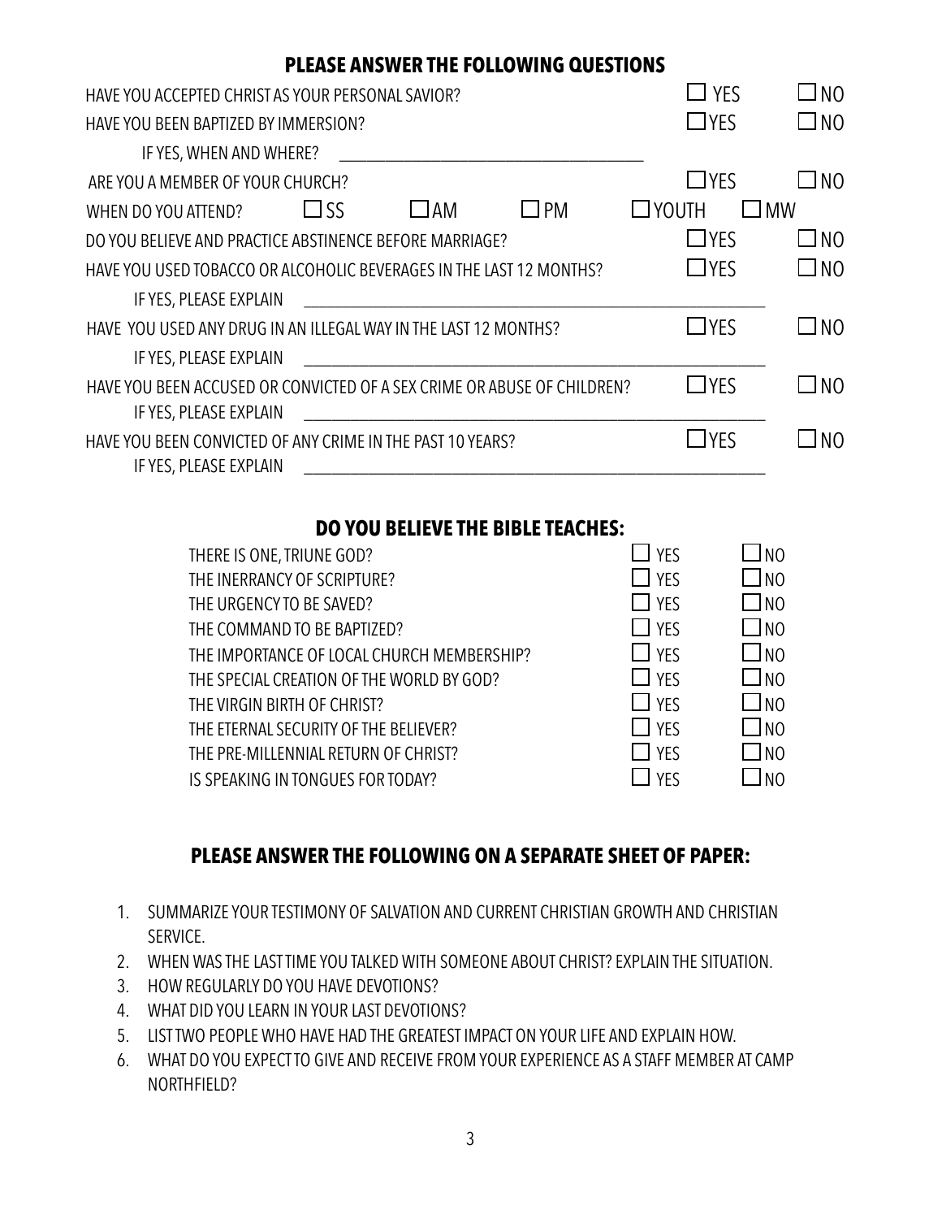## PLEASE ANSWER THE FOLLOWING QUESTIONS

HAVE YOU ACCEPTED CHRIST AS YOUR PERSONAL SAVIOR? ☐ YES ☐ NO

HAVE YOU BEEN BAPTIZED BY IMMERSION? ☐ YES ☐ NO

IF YES, WHEN AND WHERE? ______________________________

ARE YOU A MEMBER OF YOUR CHURCH? ☐ YES ☐ NO

WHEN DO YOU ATTEND? ☐ SS ☐ AM ☐ PM ☐ YOUTH ☐ MW

DO YOU BELIEVE AND PRACTICE ABSTINENCE BEFORE MARRIAGE? ☐ YES ☐ NO

HAVE YOU USED TOBACCO OR ALCOHOLIC BEVERAGES IN THE LAST 12 MONTHS? ☐ YES ☐ NO

IF YES, PLEASE EXPLAIN ______________________________

HAVE YOU USED ANY DRUG IN AN ILLEGAL WAY IN THE LAST 12 MONTHS? ☐ YES ☐ NO

IF YES, PLEASE EXPLAIN ______________________________

HAVE YOU BEEN ACCUSED OR CONVICTED OF A SEX CRIME OR ABUSE OF CHILDREN? ☐ YES ☐ NO

IF YES, PLEASE EXPLAIN ______________________________

HAVE YOU BEEN CONVICTED OF ANY CRIME IN THE PAST 10 YEARS? ☐ YES ☐ NO

IF YES, PLEASE EXPLAIN ______________________________

## DO YOU BELIEVE THE BIBLE TEACHES:

| | | |
|---|---|---|
| THERE IS ONE, TRIUNE GOD? | ☐ YES | ☐ NO |
| THE INERRANCY OF SCRIPTURE? | ☐ YES | ☐ NO |
| THE URGENCY TO BE SAVED? | ☐ YES | ☐ NO |
| THE COMMAND TO BE BAPTIZED? | ☐ YES | ☐ NO |
| THE IMPORTANCE OF LOCAL CHURCH MEMBERSHIP? | ☐ YES | ☐ NO |
| THE SPECIAL CREATION OF THE WORLD BY GOD? | ☐ YES | ☐ NO |
| THE VIRGIN BIRTH OF CHRIST? | ☐ YES | ☐ NO |
| THE ETERNAL SECURITY OF THE BELIEVER? | ☐ YES | ☐ NO |
| THE PRE-MILLENNIAL RETURN OF CHRIST? | ☐ YES | ☐ NO |
| IS SPEAKING IN TONGUES FOR TODAY? | ☐ YES | ☐ NO |

## PLEASE ANSWER THE FOLLOWING ON A SEPARATE SHEET OF PAPER:

1. SUMMARIZE YOUR TESTIMONY OF SALVATION AND CURRENT CHRISTIAN GROWTH AND CHRISTIAN SERVICE.
2. WHEN WAS THE LAST TIME YOU TALKED WITH SOMEONE ABOUT CHRIST? EXPLAIN THE SITUATION.
3. HOW REGULARLY DO YOU HAVE DEVOTIONS?
4. WHAT DID YOU LEARN IN YOUR LAST DEVOTIONS?
5. LIST TWO PEOPLE WHO HAVE HAD THE GREATEST IMPACT ON YOUR LIFE AND EXPLAIN HOW.
6. WHAT DO YOU EXPECT TO GIVE AND RECEIVE FROM YOUR EXPERIENCE AS A STAFF MEMBER AT CAMP NORTHFIELD?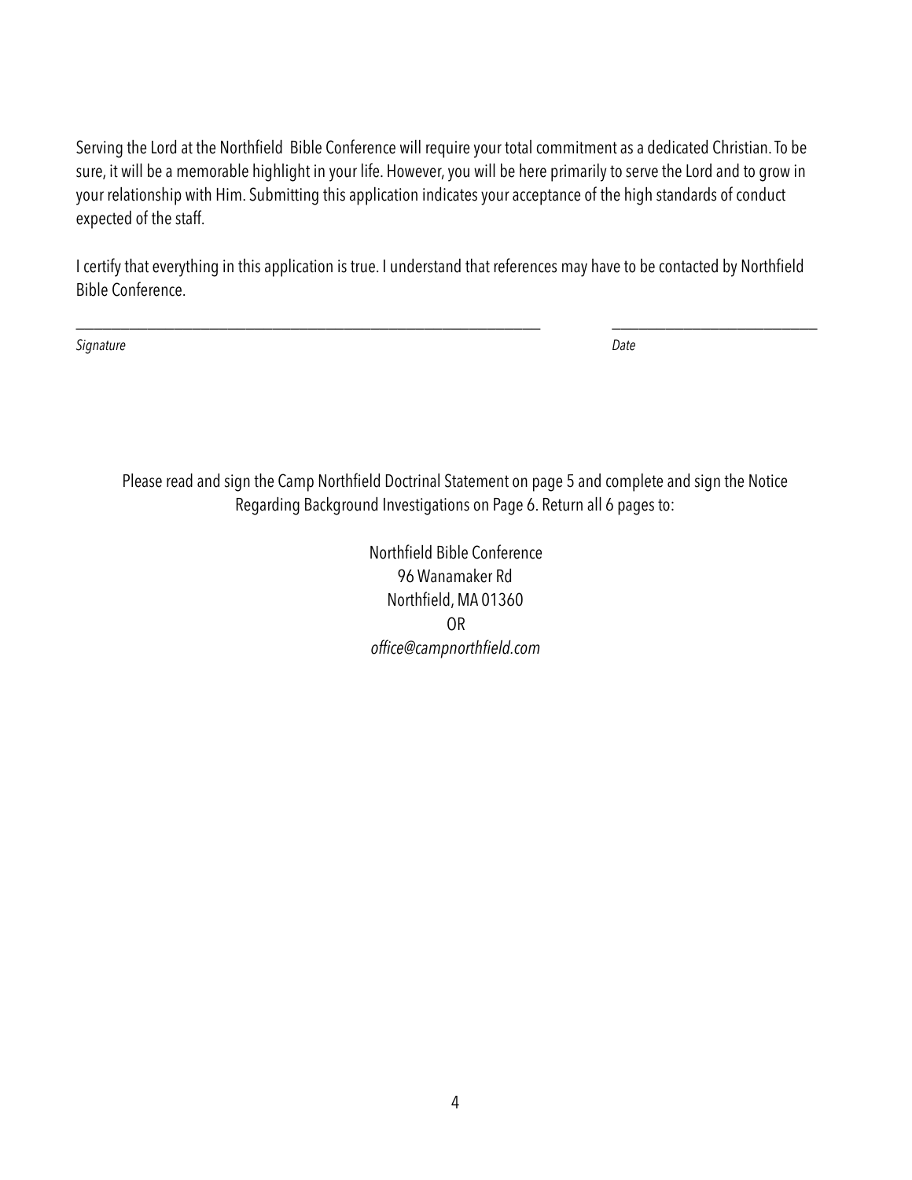Serving the Lord at the Northfield Bible Conference will require your total commitment as a dedicated Christian. To be sure, it will be a memorable highlight in your life. However, you will be here primarily to serve the Lord and to grow in your relationship with Him. Submitting this application indicates your acceptance of the high standards of conduct expected of the staff.

I certify that everything in this application is true. I understand that references may have to be contacted by Northfield Bible Conference.

\_\_\_\_\_\_\_\_\_\_\_\_\_\_\_\_\_\_\_\_\_\_\_\_\_\_\_\_\_\_\_\_\_\_\_\_\_\_\_\_\_\_\_\_\_\_\_\_\_\_\_\_\_\_\_\_\_\_ \_\_\_\_\_\_\_\_\_\_\_\_\_\_\_\_\_\_\_\_\_\_\_\_\_\_\_\_

*Signature* *Date*

Please read and sign the Camp Northfield Doctrinal Statement on page 5 and complete and sign the Notice Regarding Background Investigations on Page 6. Return all 6 pages to:

Northfield Bible Conference
96 Wanamaker Rd
Northfield, MA 01360
OR
*office@campnorthfield.com*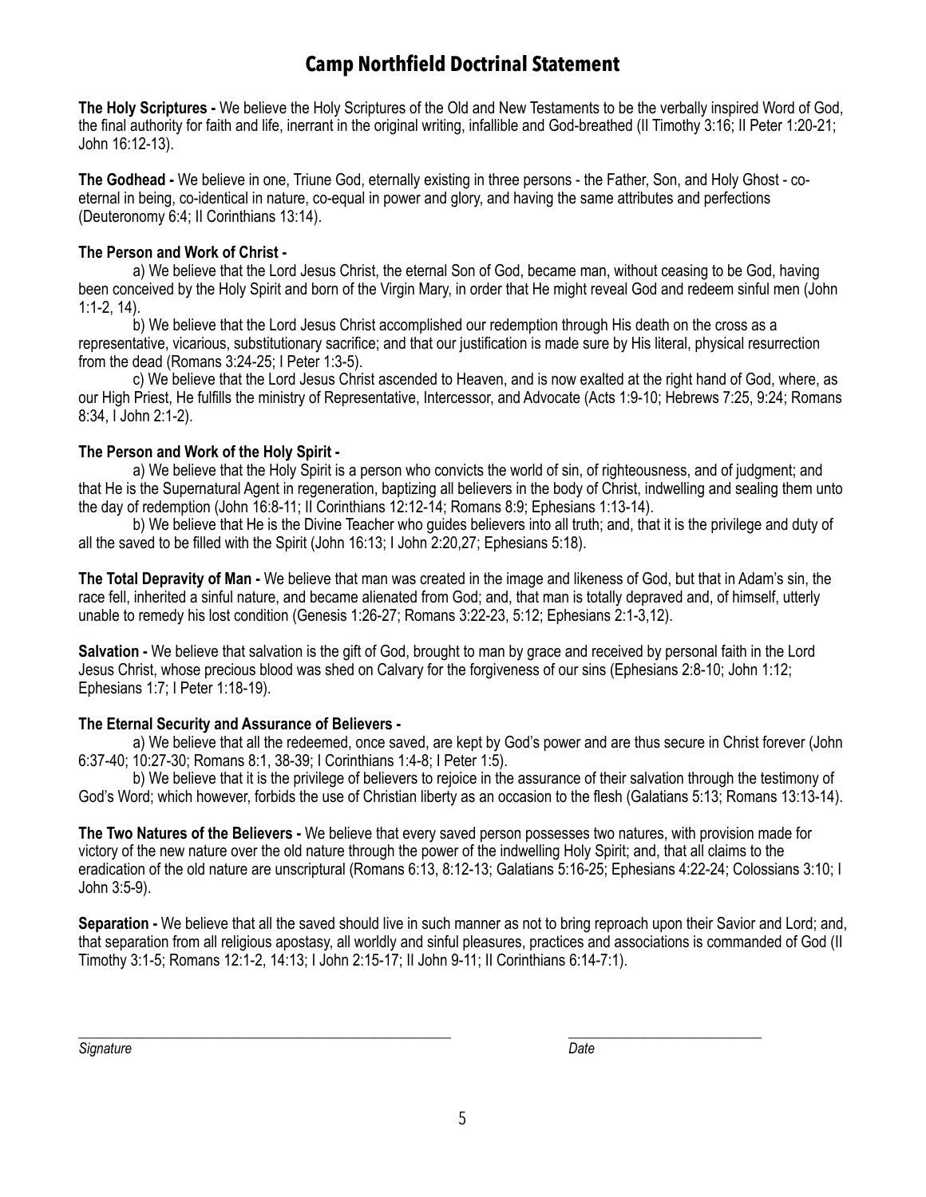# Camp Northfield Doctrinal Statement

**The Holy Scriptures -** We believe the Holy Scriptures of the Old and New Testaments to be the verbally inspired Word of God, the final authority for faith and life, inerrant in the original writing, infallible and God-breathed (II Timothy 3:16; II Peter 1:20-21; John 16:12-13).

**The Godhead -** We believe in one, Triune God, eternally existing in three persons - the Father, Son, and Holy Ghost - co-eternal in being, co-identical in nature, co-equal in power and glory, and having the same attributes and perfections (Deuteronomy 6:4; II Corinthians 13:14).

**The Person and Work of Christ -**

a) We believe that the Lord Jesus Christ, the eternal Son of God, became man, without ceasing to be God, having been conceived by the Holy Spirit and born of the Virgin Mary, in order that He might reveal God and redeem sinful men (John 1:1-2, 14).

b) We believe that the Lord Jesus Christ accomplished our redemption through His death on the cross as a representative, vicarious, substitutionary sacrifice; and that our justification is made sure by His literal, physical resurrection from the dead (Romans 3:24-25; I Peter 1:3-5).

c) We believe that the Lord Jesus Christ ascended to Heaven, and is now exalted at the right hand of God, where, as our High Priest, He fulfills the ministry of Representative, Intercessor, and Advocate (Acts 1:9-10; Hebrews 7:25, 9:24; Romans 8:34, I John 2:1-2).

**The Person and Work of the Holy Spirit -**

a) We believe that the Holy Spirit is a person who convicts the world of sin, of righteousness, and of judgment; and that He is the Supernatural Agent in regeneration, baptizing all believers in the body of Christ, indwelling and sealing them unto the day of redemption (John 16:8-11; II Corinthians 12:12-14; Romans 8:9; Ephesians 1:13-14).

b) We believe that He is the Divine Teacher who guides believers into all truth; and, that it is the privilege and duty of all the saved to be filled with the Spirit (John 16:13; I John 2:20,27; Ephesians 5:18).

**The Total Depravity of Man -** We believe that man was created in the image and likeness of God, but that in Adam's sin, the race fell, inherited a sinful nature, and became alienated from God; and, that man is totally depraved and, of himself, utterly unable to remedy his lost condition (Genesis 1:26-27; Romans 3:22-23, 5:12; Ephesians 2:1-3,12).

**Salvation -** We believe that salvation is the gift of God, brought to man by grace and received by personal faith in the Lord Jesus Christ, whose precious blood was shed on Calvary for the forgiveness of our sins (Ephesians 2:8-10; John 1:12; Ephesians 1:7; I Peter 1:18-19).

**The Eternal Security and Assurance of Believers -**

a) We believe that all the redeemed, once saved, are kept by God's power and are thus secure in Christ forever (John 6:37-40; 10:27-30; Romans 8:1, 38-39; I Corinthians 1:4-8; I Peter 1:5).

b) We believe that it is the privilege of believers to rejoice in the assurance of their salvation through the testimony of God's Word; which however, forbids the use of Christian liberty as an occasion to the flesh (Galatians 5:13; Romans 13:13-14).

**The Two Natures of the Believers -** We believe that every saved person possesses two natures, with provision made for victory of the new nature over the old nature through the power of the indwelling Holy Spirit; and, that all claims to the eradication of the old nature are unscriptural (Romans 6:13, 8:12-13; Galatians 5:16-25; Ephesians 4:22-24; Colossians 3:10; I John 3:5-9).

**Separation -** We believe that all the saved should live in such manner as not to bring reproach upon their Savior and Lord; and, that separation from all religious apostasy, all worldly and sinful pleasures, practices and associations is commanded of God (II Timothy 3:1-5; Romans 12:1-2, 14:13; I John 2:15-17; II John 9-11; II Corinthians 6:14-7:1).

______________________________________________ ________________________

*Signature* *Date*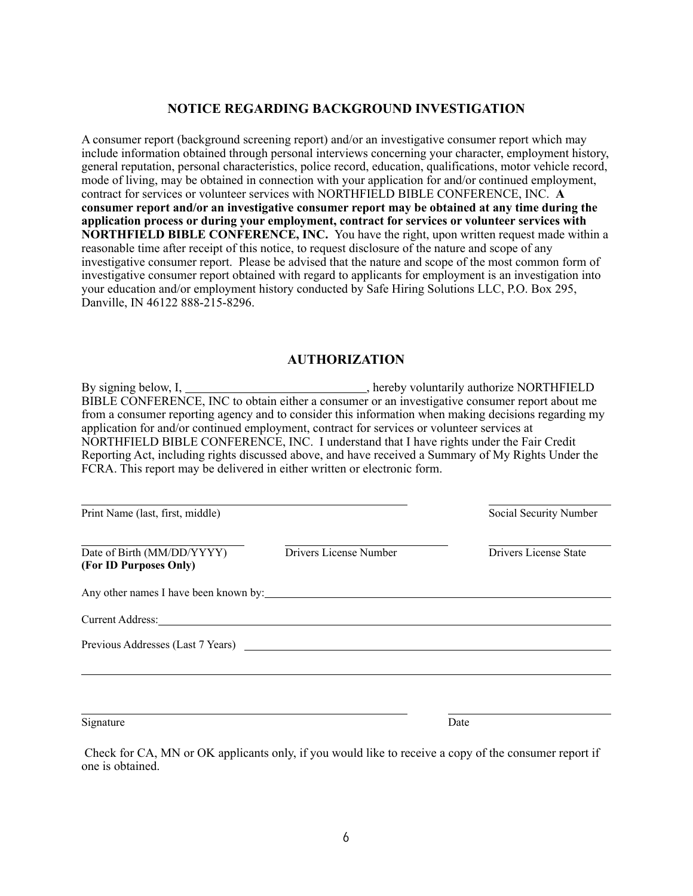## NOTICE REGARDING BACKGROUND INVESTIGATION

A consumer report (background screening report) and/or an investigative consumer report which may include information obtained through personal interviews concerning your character, employment history, general reputation, personal characteristics, police record, education, qualifications, motor vehicle record, mode of living, may be obtained in connection with your application for and/or continued employment, contract for services or volunteer services with NORTHFIELD BIBLE CONFERENCE, INC. **A consumer report and/or an investigative consumer report may be obtained at any time during the application process or during your employment, contract for services or volunteer services with NORTHFIELD BIBLE CONFERENCE, INC.** You have the right, upon written request made within a reasonable time after receipt of this notice, to request disclosure of the nature and scope of any investigative consumer report. Please be advised that the nature and scope of the most common form of investigative consumer report obtained with regard to applicants for employment is an investigation into your education and/or employment history conducted by Safe Hiring Solutions LLC, P.O. Box 295, Danville, IN 46122 888-215-8296.

## AUTHORIZATION

By signing below, I, ______________________________, hereby voluntarily authorize NORTHFIELD BIBLE CONFERENCE, INC to obtain either a consumer or an investigative consumer report about me from a consumer reporting agency and to consider this information when making decisions regarding my application for and/or continued employment, contract for services or volunteer services at NORTHFIELD BIBLE CONFERENCE, INC. I understand that I have rights under the Fair Credit Reporting Act, including rights discussed above, and have received a Summary of My Rights Under the FCRA. This report may be delivered in either written or electronic form.

______________________________________________ ______________________
Print Name (last, first, middle) Social Security Number

______________________ ______________________ ______________________
Date of Birth (MM/DD/YYYY) **(For ID Purposes Only)** Drivers License Number Drivers License State

Any other names I have been known by: ______________________________________________

Current Address: ______________________________________________

Previous Addresses (Last 7 Years) ______________________________________________

______________________________________________

______________________________________________ ______________________
Signature Date

Check for CA, MN or OK applicants only, if you would like to receive a copy of the consumer report if one is obtained.